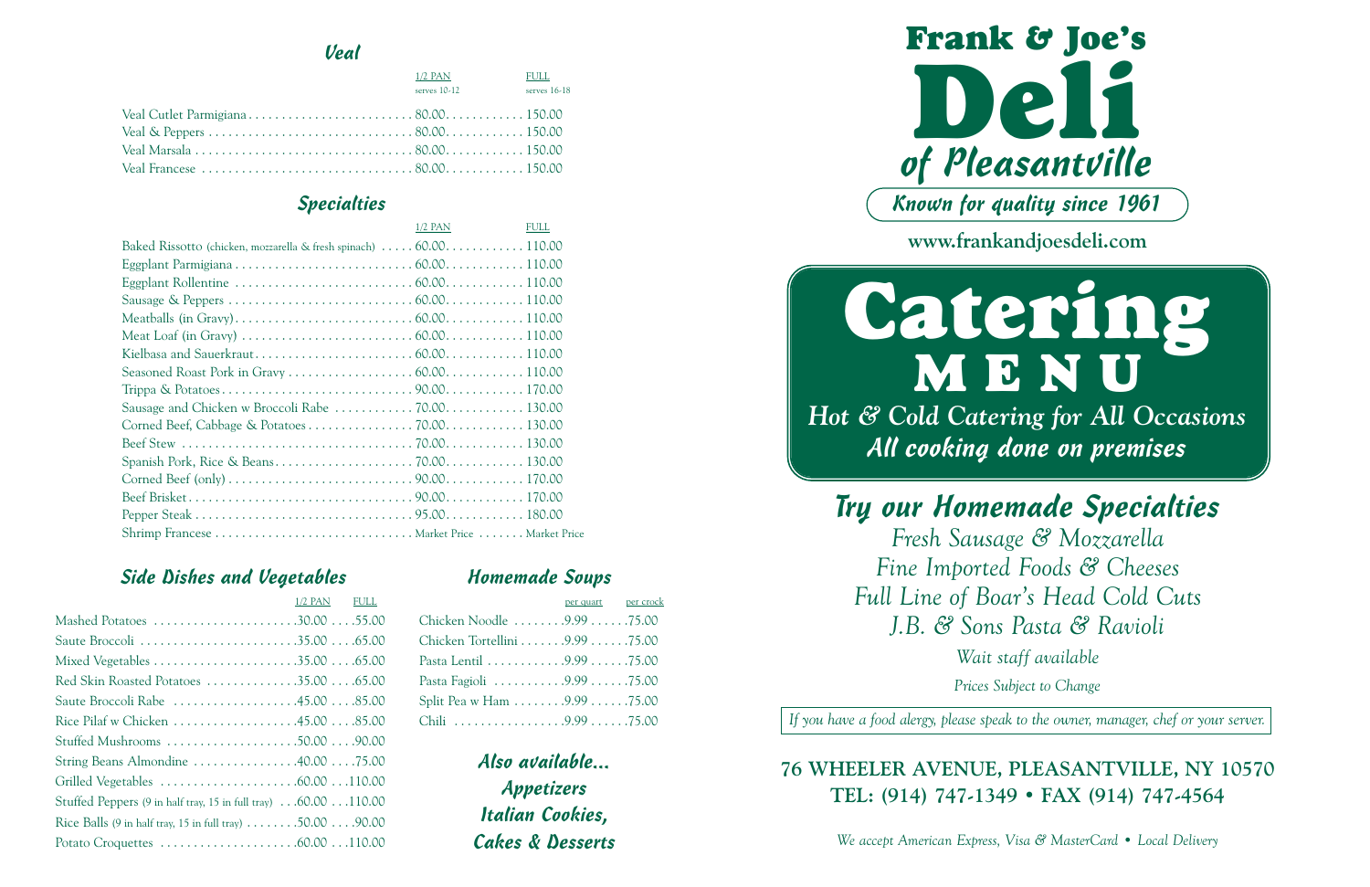## Veal

| | 1/2 PAN serves 10-12 | FULL serves 16-18 |
|---|---|---|
| Veal Cutlet Parmigiana | 80.00 | 150.00 |
| Veal & Peppers | 80.00 | 150.00 |
| Veal Marsala | 80.00 | 150.00 |
| Veal Francese | 80.00 | 150.00 |

## Specialties

| | 1/2 PAN | FULL |
|---|---|---|
| Baked Rissotto (chicken, mozzarella & fresh spinach) | 60.00 | 110.00 |
| Eggplant Parmigiana | 60.00 | 110.00 |
| Eggplant Rollentine | 60.00 | 110.00 |
| Sausage & Peppers | 60.00 | 110.00 |
| Meatballs (in Gravy) | 60.00 | 110.00 |
| Meat Loaf (in Gravy) | 60.00 | 110.00 |
| Kielbasa and Sauerkraut | 60.00 | 110.00 |
| Seasoned Roast Pork in Gravy | 60.00 | 110.00 |
| Trippa & Potatoes | 90.00 | 170.00 |
| Sausage and Chicken w Broccoli Rabe | 70.00 | 130.00 |
| Corned Beef, Cabbage & Potatoes | 70.00 | 130.00 |
| Beef Stew | 70.00 | 130.00 |
| Spanish Pork, Rice & Beans | 70.00 | 130.00 |
| Corned Beef (only) | 90.00 | 170.00 |
| Beef Brisket | 90.00 | 170.00 |
| Pepper Steak | 95.00 | 180.00 |
| Shrimp Francese | Market Price | Market Price |

## Side Dishes and Vegetables

| | 1/2 PAN | FULL |
|---|---|---|
| Mashed Potatoes | 30.00 | 55.00 |
| Saute Broccoli | 35.00 | 65.00 |
| Mixed Vegetables | 35.00 | 65.00 |
| Red Skin Roasted Potatoes | 35.00 | 65.00 |
| Saute Broccoli Rabe | 45.00 | 85.00 |
| Rice Pilaf w Chicken | 45.00 | 85.00 |
| Stuffed Mushrooms | 50.00 | 90.00 |
| String Beans Almondine | 40.00 | 75.00 |
| Grilled Vegetables | 60.00 | 110.00 |
| Stuffed Peppers (9 in half tray, 15 in full tray) | 60.00 | 110.00 |
| Rice Balls (9 in half tray, 15 in full tray) | 50.00 | 90.00 |
| Potato Croquettes | 60.00 | 110.00 |

## Homemade Soups

| | per quart | per crock |
|---|---|---|
| Chicken Noodle | 9.99 | 75.00 |
| Chicken Tortellini | 9.99 | 75.00 |
| Pasta Lentil | 9.99 | 75.00 |
| Pasta Fagioli | 9.99 | 75.00 |
| Split Pea w Ham | 9.99 | 75.00 |
| Chili | 9.99 | 75.00 |

### Also available...
### Appetizers
### Italian Cookies,
### Cakes & Desserts

# Frank & Joe's Deli of Pleasantville

*Known for quality since 1961*

**www.frankandjoesdeli.com**

# Catering MENU

*Hot & Cold Catering for All Occasions*

*All cooking done on premises*

## Try our Homemade Specialties

*Fresh Sausage & Mozzarella*
*Fine Imported Foods & Cheeses*
*Full Line of Boar's Head Cold Cuts*
*J.B. & Sons Pasta & Ravioli*

*Wait staff available*

*Prices Subject to Change*

*If you have a food alergy, please speak to the owner, manager, chef or your server.*

**76 WHEELER AVENUE, PLEASANTVILLE, NY 10570**
**TEL: (914) 747-1349 • FAX (914) 747-4564**

*We accept American Express, Visa & MasterCard • Local Delivery*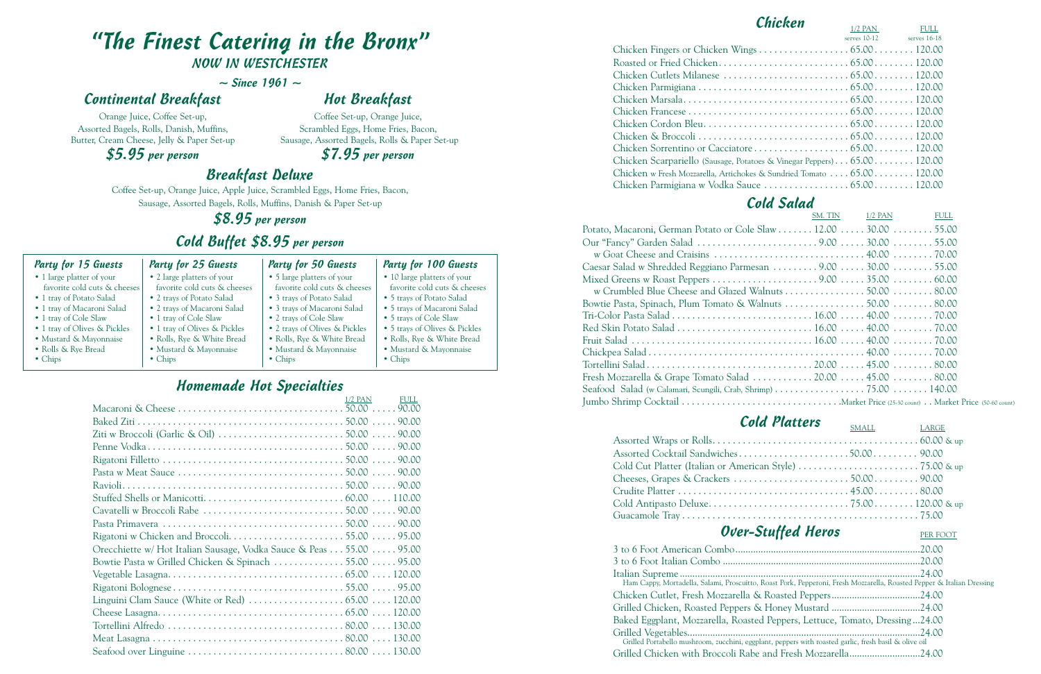# "The Finest Catering in the Bronx"

## NOW IN WESTCHESTER

~ Since 1961 ~

## Continental Breakfast

Orange Juice, Coffee Set-up, Assorted Bagels, Rolls, Danish, Muffins, Butter, Cream Cheese, Jelly & Paper Set-up

**$5.95 per person**

## Hot Breakfast

Coffee Set-up, Orange Juice, Scrambled Eggs, Home Fries, Bacon, Sausage, Assorted Bagels, Rolls & Paper Set-up

**$7.95 per person**

## Breakfast Deluxe

Coffee Set-up, Orange Juice, Apple Juice, Scrambled Eggs, Home Fries, Bacon, Sausage, Assorted Bagels, Rolls, Muffins, Danish & Paper Set-up

**$8.95 per person**

## Cold Buffet $8.95 per person

| Party for 15 Guests | Party for 25 Guests | Party for 50 Guests | Party for 100 Guests |
|---|---|---|---|
| • 1 large platter of your favorite cold cuts & cheeses | • 2 large platters of your favorite cold cuts & cheeses | • 5 large platters of your favorite cold cuts & cheeses | • 10 large platters of your favorite cold cuts & cheeses |
| • 1 tray of Potato Salad | • 2 trays of Potato Salad | • 3 trays of Potato Salad | • 5 trays of Potato Salad |
| • 1 tray of Macaroni Salad | • 2 trays of Macaroni Salad | • 3 trays of Macaroni Salad | • 5 trays of Macaroni Salad |
| • 1 tray of Cole Slaw | • 2 trays of Cole Slaw | • 2 trays of Cole Slaw | • 5 trays of Cole Slaw |
| • 1 tray of Olives & Pickles | • 1 tray of Olives & Pickles | • 2 trays of Olives & Pickles | • 5 trays of Olives & Pickles |
| • Mustard & Mayonnaise | • Rolls, Rye & White Bread | • Rolls, Rye & White Bread | • Rolls, Rye & White Bread |
| • Rolls & Rye Bread | • Mustard & Mayonnaise | • Mustard & Mayonnaise | • Mustard & Mayonnaise |
| • Chips | • Chips | • Chips | • Chips |

## Homemade Hot Specialties

| | 1/2 PAN | FULL |
|---|---|---|
| Macaroni & Cheese | 50.00 | 90.00 |
| Baked Ziti | 50.00 | 90.00 |
| Ziti w Broccoli (Garlic & Oil) | 50.00 | 90.00 |
| Penne Vodka | 50.00 | 90.00 |
| Rigatoni Filletto | 50.00 | 90.00 |
| Pasta w Meat Sauce | 50.00 | 90.00 |
| Ravioli | 50.00 | 90.00 |
| Stuffed Shells or Manicotti | 60.00 | 110.00 |
| Cavatelli w Broccoli Rabe | 50.00 | 90.00 |
| Pasta Primavera | 50.00 | 90.00 |
| Rigatoni w Chicken and Broccoli | 55.00 | 95.00 |
| Orecchiette w/ Hot Italian Sausage, Vodka Sauce & Peas | 55.00 | 95.00 |
| Bowtie Pasta w Grilled Chicken & Spinach | 55.00 | 95.00 |
| Vegetable Lasagna | 65.00 | 120.00 |
| Rigatoni Bolognese | 55.00 | 95.00 |
| Linguini Clam Sauce (White or Red) | 65.00 | 120.00 |
| Cheese Lasagna | 65.00 | 120.00 |
| Tortellini Alfredo | 80.00 | 130.00 |
| Meat Lasagna | 80.00 | 130.00 |
| Seafood over Linguine | 80.00 | 130.00 |

## Chicken

| | 1/2 PAN serves 10-12 | FULL serves 16-18 |
|---|---|---|
| Chicken Fingers or Chicken Wings | 65.00 | 120.00 |
| Roasted or Fried Chicken | 65.00 | 120.00 |
| Chicken Cutlets Milanese | 65.00 | 120.00 |
| Chicken Parmigiana | 65.00 | 120.00 |
| Chicken Marsala | 65.00 | 120.00 |
| Chicken Francese | 65.00 | 120.00 |
| Chicken Cordon Bleu | 65.00 | 120.00 |
| Chicken & Broccoli | 65.00 | 120.00 |
| Chicken Sorrentino or Cacciatore | 65.00 | 120.00 |
| Chicken Scarpariello (Sausage, Potatoes & Vinegar Peppers) | 65.00 | 120.00 |
| Chicken w Fresh Mozzarella, Artichokes & Sundried Tomato | 65.00 | 120.00 |
| Chicken Parmigiana w Vodka Sauce | 65.00 | 120.00 |

## Cold Salad

| | SM. TIN | 1/2 PAN | FULL |
|---|---|---|---|
| Potato, Macaroni, German Potato or Cole Slaw | 12.00 | 30.00 | 55.00 |
| Our "Fancy" Garden Salad | 9.00 | 30.00 | 55.00 |
| w Goat Cheese and Craisins | | 40.00 | 70.00 |
| Caesar Salad w Shredded Reggiano Parmesan | 9.00 | 30.00 | 55.00 |
| Mixed Greens w Roast Peppers | 9.00 | 35.00 | 60.00 |
| w Crumbled Blue Cheese and Glazed Walnuts | | 50.00 | 80.00 |
| Bowtie Pasta, Spinach, Plum Tomato & Walnuts | | 50.00 | 80.00 |
| Tri-Color Pasta Salad | 16.00 | 40.00 | 70.00 |
| Red Skin Potato Salad | 16.00 | 40.00 | 70.00 |
| Fruit Salad | 16.00 | 40.00 | 70.00 |
| Chickpea Salad | | 40.00 | 70.00 |
| Tortellini Salad | 20.00 | 45.00 | 80.00 |
| Fresh Mozzarella & Grape Tomato Salad | 20.00 | 45.00 | 80.00 |
| Seafood Salad (w Calamari, Scungili, Crab, Shrimp) | | 75.00 | 140.00 |
| Jumbo Shrimp Cocktail | | Market Price (25-30 count) | Market Price (50-60 count) |

## Cold Platters

| | SMALL | LARGE |
|---|---|---|
| Assorted Wraps or Rolls | | 60.00 & up |
| Assorted Cocktail Sandwiches | 50.00 | 90.00 |
| Cold Cut Platter (Italian or American Style) | | 75.00 & up |
| Cheeses, Grapes & Crackers | 50.00 | 90.00 |
| Crudite Platter | 45.00 | 80.00 |
| Cold Antipasto Deluxe | 75.00 | 120.00 & up |
| Guacamole Tray | | 75.00 |

## Over-Stuffed Heros

| | PER FOOT |
|---|---|
| 3 to 6 Foot American Combo | 20.00 |
| 3 to 6 Foot Italian Combo | 20.00 |
| Italian Supreme<br>Ham Cappy, Mortadella, Salami, Proscuitto, Roast Pork, Pepperoni, Fresh Mozzarella, Roasted Pepper & Italian Dressing | 24.00 |
| Chicken Cutlet, Fresh Mozzarella & Roasted Peppers | 24.00 |
| Grilled Chicken, Roasted Peppers & Honey Mustard | 24.00 |
| Baked Eggplant, Mozzarella, Roasted Peppers, Lettuce, Tomato, Dressing | 24.00 |
| Grilled Vegetables<br>Grilled Portabello mushroom, zucchini, eggplant, peppers with roasted garlic, fresh basil & olive oil | 24.00 |
| Grilled Chicken with Broccoli Rabe and Fresh Mozzarella | 24.00 |